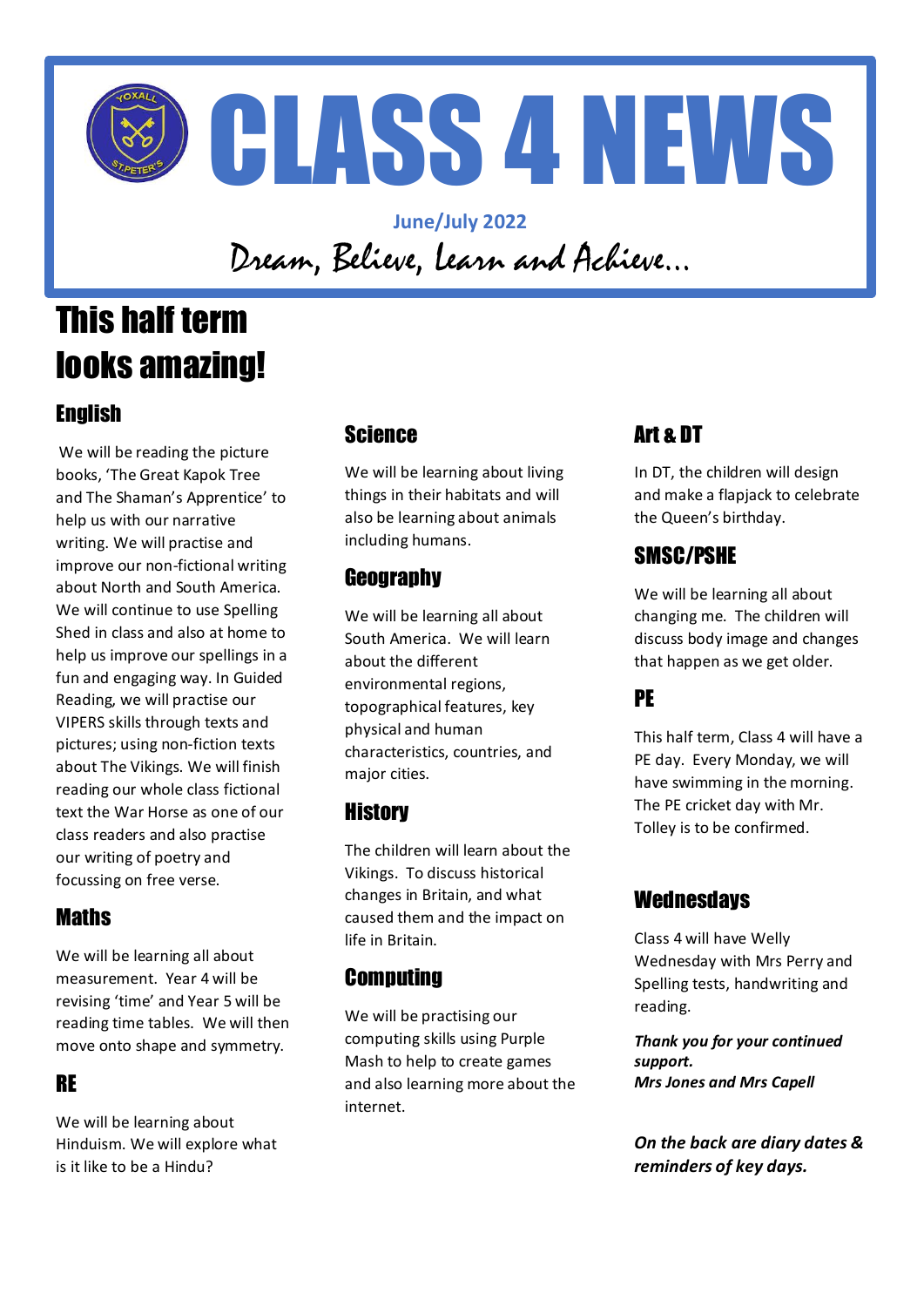# CLASS 4 NEWS

**June/July 2022**

*Dream, Believe, Learn and Achieve…*

## This half term looks amazing!

### English

We will be reading the picture books, 'The Great Kapok Tree and The Shaman's Apprentice' to help us with our narrative writing. We will practise and improve our non-fictional writing about North and South America. We will continue to use Spelling Shed in class and also at home to help us improve our spellings in a fun and engaging way. In Guided Reading, we will practise our VIPERS skills through texts and pictures; using non-fiction texts about The Vikings. We will finish reading our whole class fictional text the War Horse as one of our class readers and also practise our writing of poetry and focussing on free verse.

### Maths

We will be learning all about measurement. Year 4 will be revising 'time' and Year 5 will be reading time tables. We will then move onto shape and symmetry.

### RE

We will be learning about Hinduism. We will explore what is it like to be a Hindu?

### Science

We will be learning about living things in their habitats and will also be learning about animals including humans.

### Geography

We will be learning all about South America. We will learn about the different environmental regions, topographical features, key physical and human characteristics, countries, and major cities.

### History

The children will learn about the Vikings. To discuss historical changes in Britain, and what caused them and the impact on life in Britain.

### Computing

We will be practising our computing skills using Purple Mash to help to create games and also learning more about the internet.

### Art & DT

In DT, the children will design and make a flapjack to celebrate the Queen's birthday.

### SMSC/PSHE

We will be learning all about changing me. The children will discuss body image and changes that happen as we get older.

### PE

This half term, Class 4 will have a PE day. Every Monday, we will have swimming in the morning. The PE cricket day with Mr. Tolley is to be confirmed.

### Wednesdays

Class 4 will have Welly Wednesday with Mrs Perry and Spelling tests, handwriting and reading.

***Thank you for your continued support.***
***Mrs Jones and Mrs Capell***

***On the back are diary dates & reminders of key days.***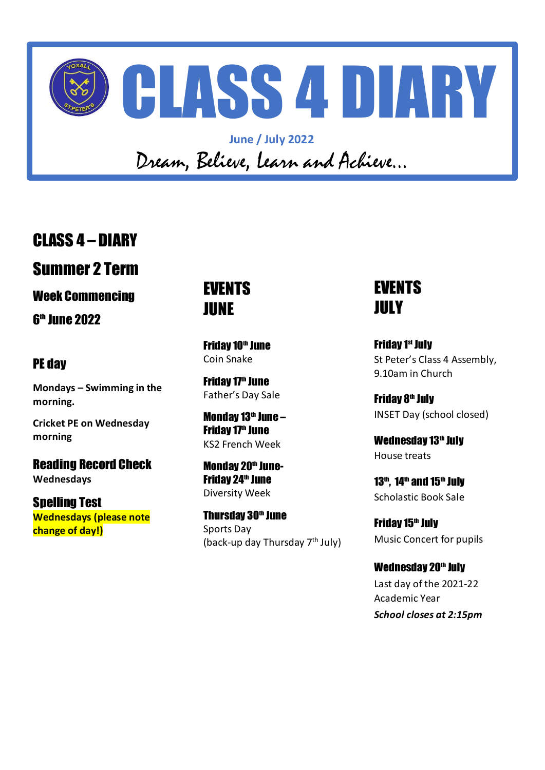# CLASS 4 DIARY

June / July 2022

*Dream, Believe, learn and Achieve…*

## CLASS 4 – DIARY

## Summer 2 Term

### Week Commencing

### 6th June 2022

### PE day

**Mondays – Swimming in the morning.**

**Cricket PE on Wednesday morning**

### Reading Record Check

**Wednesdays**

### Spelling Test

**Wednesdays (please note change of day!)**

## EVENTS JUNE

**Friday 10th June**
Coin Snake

**Friday 17th June**
Father's Day Sale

**Monday 13th June – Friday 17th June**
KS2 French Week

**Monday 20th June- Friday 24th June**
Diversity Week

**Thursday 30th June**
Sports Day
(back-up day Thursday 7th July)

## EVENTS JULY

**Friday 1st July**
St Peter's Class 4 Assembly, 9.10am in Church

**Friday 8th July**
INSET Day (school closed)

**Wednesday 13th July**
House treats

**13th, 14th and 15th July**
Scholastic Book Sale

**Friday 15th July**
Music Concert for pupils

**Wednesday 20th July**
Last day of the 2021-22 Academic Year
***School closes at 2:15pm***